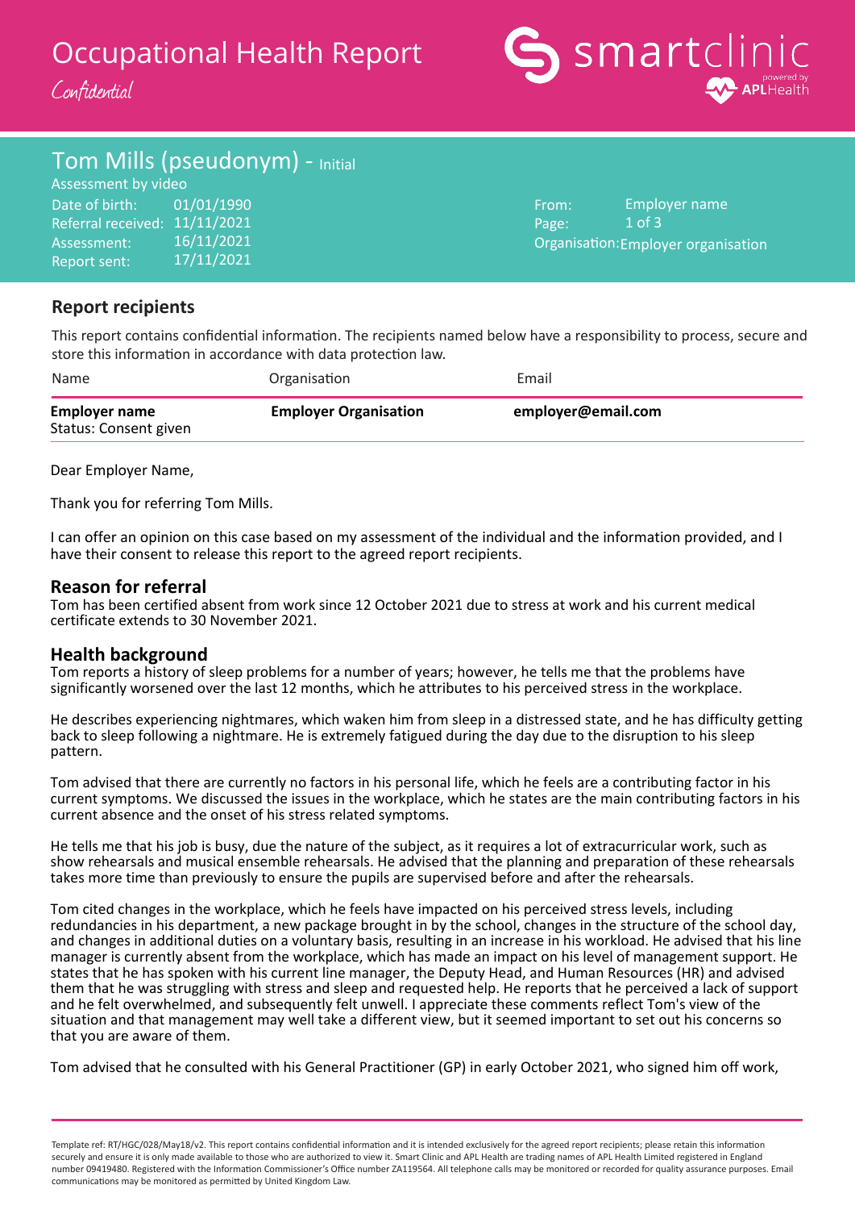# Occupational Health Report

*Confidential*

smartclinic powered by APLHealth

## Tom Mills (pseudonym) - Initial

Assessment by video

| | |
|---|---|
| Date of birth: | 01/01/1990 |
| Referral received: | 11/11/2021 |
| Assessment: | 16/11/2021 |
| Report sent: | 17/11/2021 |

| | |
|---|---|
| From: | Employer name |
| Page: | 1 of 3 |
| Organisation: | Employer organisation |

### Report recipients

This report contains confidential information. The recipients named below have a responsibility to process, secure and store this information in accordance with data protection law.

| Name | Organisation | Email |
|---|---|---|
| **Employer name**<br>Status: Consent given | **Employer Organisation** | **employer@email.com** |

Dear Employer Name,

Thank you for referring Tom Mills.

I can offer an opinion on this case based on my assessment of the individual and the information provided, and I have their consent to release this report to the agreed report recipients.

### Reason for referral

Tom has been certified absent from work since 12 October 2021 due to stress at work and his current medical certificate extends to 30 November 2021.

### Health background

Tom reports a history of sleep problems for a number of years; however, he tells me that the problems have significantly worsened over the last 12 months, which he attributes to his perceived stress in the workplace.

He describes experiencing nightmares, which waken him from sleep in a distressed state, and he has difficulty getting back to sleep following a nightmare. He is extremely fatigued during the day due to the disruption to his sleep pattern.

Tom advised that there are currently no factors in his personal life, which he feels are a contributing factor in his current symptoms. We discussed the issues in the workplace, which he states are the main contributing factors in his current absence and the onset of his stress related symptoms.

He tells me that his job is busy, due the nature of the subject, as it requires a lot of extracurricular work, such as show rehearsals and musical ensemble rehearsals. He advised that the planning and preparation of these rehearsals takes more time than previously to ensure the pupils are supervised before and after the rehearsals.

Tom cited changes in the workplace, which he feels have impacted on his perceived stress levels, including redundancies in his department, a new package brought in by the school, changes in the structure of the school day, and changes in additional duties on a voluntary basis, resulting in an increase in his workload. He advised that his line manager is currently absent from the workplace, which has made an impact on his level of management support. He states that he has spoken with his current line manager, the Deputy Head, and Human Resources (HR) and advised them that he was struggling with stress and sleep and requested help. He reports that he perceived a lack of support and he felt overwhelmed, and subsequently felt unwell. I appreciate these comments reflect Tom's view of the situation and that management may well take a different view, but it seemed important to set out his concerns so that you are aware of them.

Tom advised that he consulted with his General Practitioner (GP) in early October 2021, who signed him off work,

Template ref: RT/HGC/028/May18/v2. This report contains confidential information and it is intended exclusively for the agreed report recipients; please retain this information securely and ensure it is only made available to those who are authorized to view it. Smart Clinic and APL Health are trading names of APL Health Limited registered in England number 09419480. Registered with the Information Commissioner's Office number ZA119564. All telephone calls may be monitored or recorded for quality assurance purposes. Email communications may be monitored as permitted by United Kingdom Law.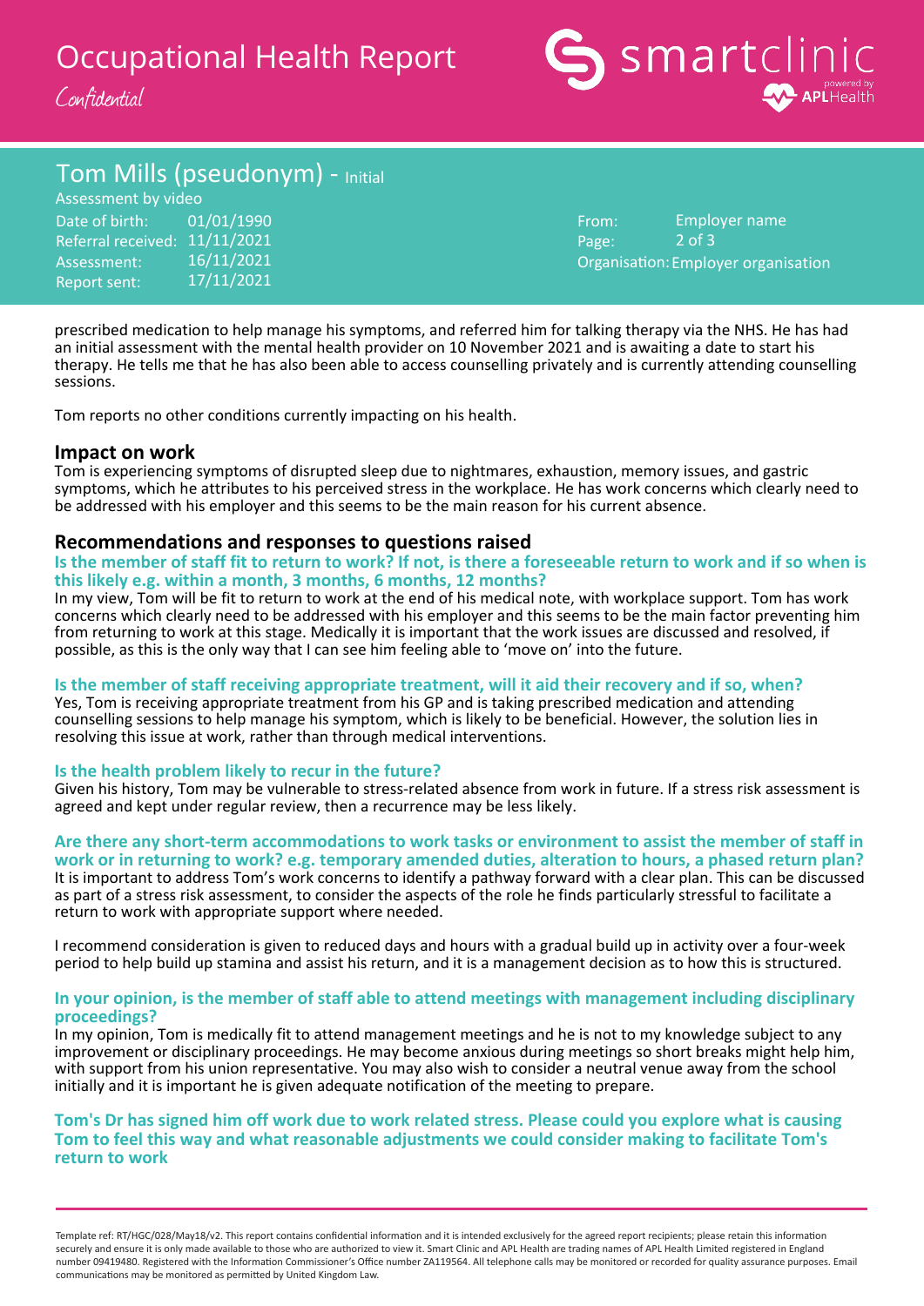prescribed medication to help manage his symptoms, and referred him for talking therapy via the NHS. He has had an initial assessment with the mental health provider on 10 November 2021 and is awaiting a date to start his therapy. He tells me that he has also been able to access counselling privately and is currently attending counselling sessions.

Tom reports no other conditions currently impacting on his health.

## Impact on work

Tom is experiencing symptoms of disrupted sleep due to nightmares, exhaustion, memory issues, and gastric symptoms, which he attributes to his perceived stress in the workplace. He has work concerns which clearly need to be addressed with his employer and this seems to be the main reason for his current absence.

## Recommendations and responses to questions raised

### Is the member of staff fit to return to work? If not, is there a foreseeable return to work and if so when is this likely e.g. within a month, 3 months, 6 months, 12 months?

In my view, Tom will be fit to return to work at the end of his medical note, with workplace support. Tom has work concerns which clearly need to be addressed with his employer and this seems to be the main factor preventing him from returning to work at this stage. Medically it is important that the work issues are discussed and resolved, if possible, as this is the only way that I can see him feeling able to 'move on' into the future.

### Is the member of staff receiving appropriate treatment, will it aid their recovery and if so, when?

Yes, Tom is receiving appropriate treatment from his GP and is taking prescribed medication and attending counselling sessions to help manage his symptom, which is likely to be beneficial. However, the solution lies in resolving this issue at work, rather than through medical interventions.

### Is the health problem likely to recur in the future?

Given his history, Tom may be vulnerable to stress-related absence from work in future. If a stress risk assessment is agreed and kept under regular review, then a recurrence may be less likely.

### Are there any short-term accommodations to work tasks or environment to assist the member of staff in work or in returning to work? e.g. temporary amended duties, alteration to hours, a phased return plan?

It is important to address Tom's work concerns to identify a pathway forward with a clear plan. This can be discussed as part of a stress risk assessment, to consider the aspects of the role he finds particularly stressful to facilitate a return to work with appropriate support where needed.

I recommend consideration is given to reduced days and hours with a gradual build up in activity over a four-week period to help build up stamina and assist his return, and it is a management decision as to how this is structured.

### In your opinion, is the member of staff able to attend meetings with management including disciplinary proceedings?

In my opinion, Tom is medically fit to attend management meetings and he is not to my knowledge subject to any improvement or disciplinary proceedings. He may become anxious during meetings so short breaks might help him, with support from his union representative. You may also wish to consider a neutral venue away from the school initially and it is important he is given adequate notification of the meeting to prepare.

### Tom's Dr has signed him off work due to work related stress. Please could you explore what is causing Tom to feel this way and what reasonable adjustments we could consider making to facilitate Tom's return to work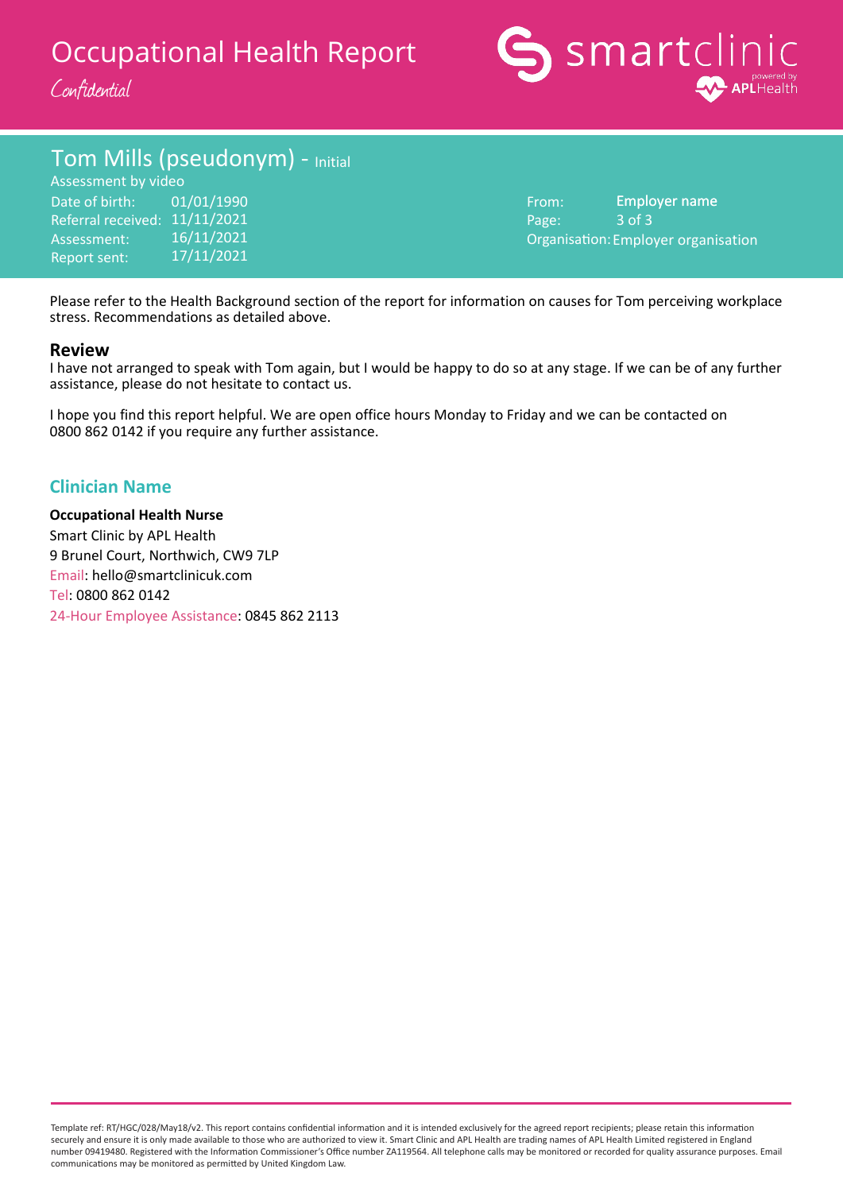Please refer to the Health Background section of the report for information on causes for Tom perceiving workplace stress. Recommendations as detailed above.

## Review

I have not arranged to speak with Tom again, but I would be happy to do so at any stage. If we can be of any further assistance, please do not hesitate to contact us.

I hope you find this report helpful. We are open office hours Monday to Friday and we can be contacted on 0800 862 0142 if you require any further assistance.

### Clinician Name

**Occupational Health Nurse**
Smart Clinic by APL Health
9 Brunel Court, Northwich, CW9 7LP
Email: hello@smartclinicuk.com
Tel: 0800 862 0142
24-Hour Employee Assistance: 0845 862 2113

Template ref: RT/HGC/028/May18/v2. This report contains confidential information and it is intended exclusively for the agreed report recipients; please retain this information securely and ensure it is only made available to those who are authorized to view it. Smart Clinic and APL Health are trading names of APL Health Limited registered in England number 09419480. Registered with the Information Commissioner's Office number ZA119564. All telephone calls may be monitored or recorded for quality assurance purposes. Email communications may be monitored as permitted by United Kingdom Law.